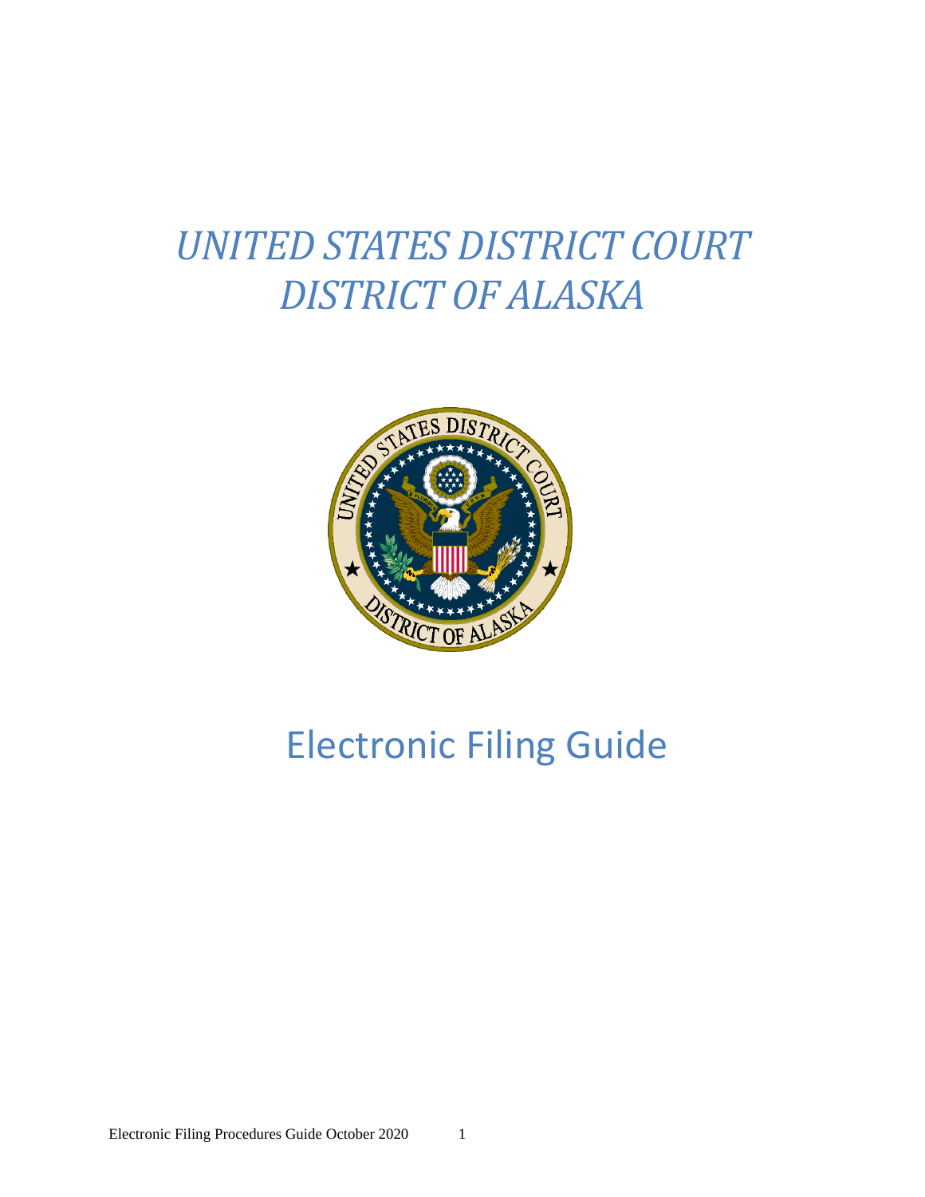# *UNITED STATES DISTRICT COURT*
# *DISTRICT OF ALASKA*

# Electronic Filing Guide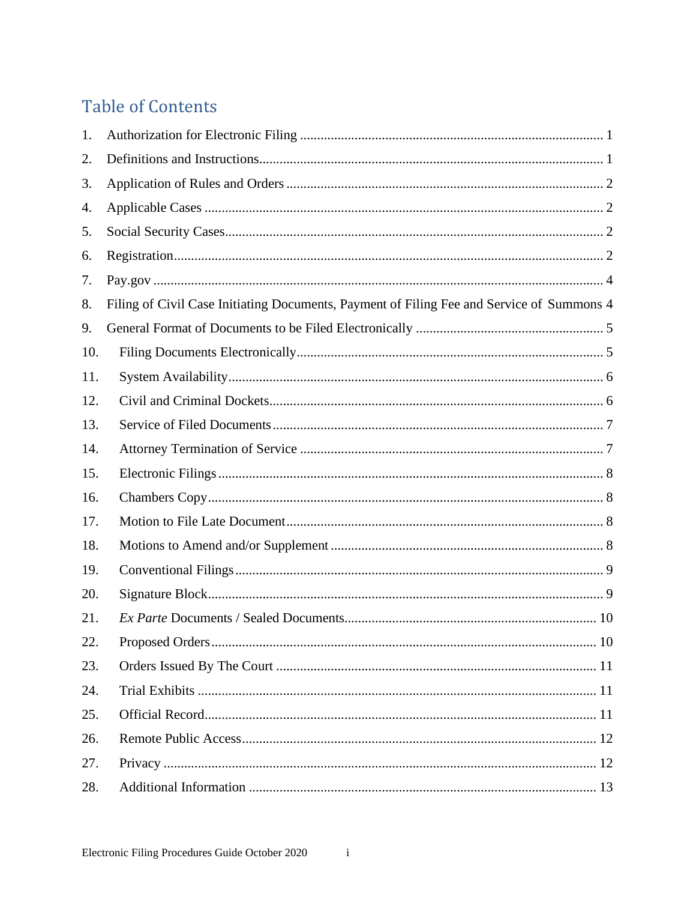# Table of Contents

1. Authorization for Electronic Filing ........ 1
2. Definitions and Instructions ........ 1
3. Application of Rules and Orders ........ 2
4. Applicable Cases ........ 2
5. Social Security Cases ........ 2
6. Registration ........ 2
7. Pay.gov ........ 4
8. Filing of Civil Case Initiating Documents, Payment of Filing Fee and Service of Summons 4
9. General Format of Documents to be Filed Electronically ........ 5
10. Filing Documents Electronically ........ 5
11. System Availability ........ 6
12. Civil and Criminal Dockets ........ 6
13. Service of Filed Documents ........ 7
14. Attorney Termination of Service ........ 7
15. Electronic Filings ........ 8
16. Chambers Copy ........ 8
17. Motion to File Late Document ........ 8
18. Motions to Amend and/or Supplement ........ 8
19. Conventional Filings ........ 9
20. Signature Block ........ 9
21. *Ex Parte* Documents / Sealed Documents ........ 10
22. Proposed Orders ........ 10
23. Orders Issued By The Court ........ 11
24. Trial Exhibits ........ 11
25. Official Record ........ 11
26. Remote Public Access ........ 12
27. Privacy ........ 12
28. Additional Information ........ 13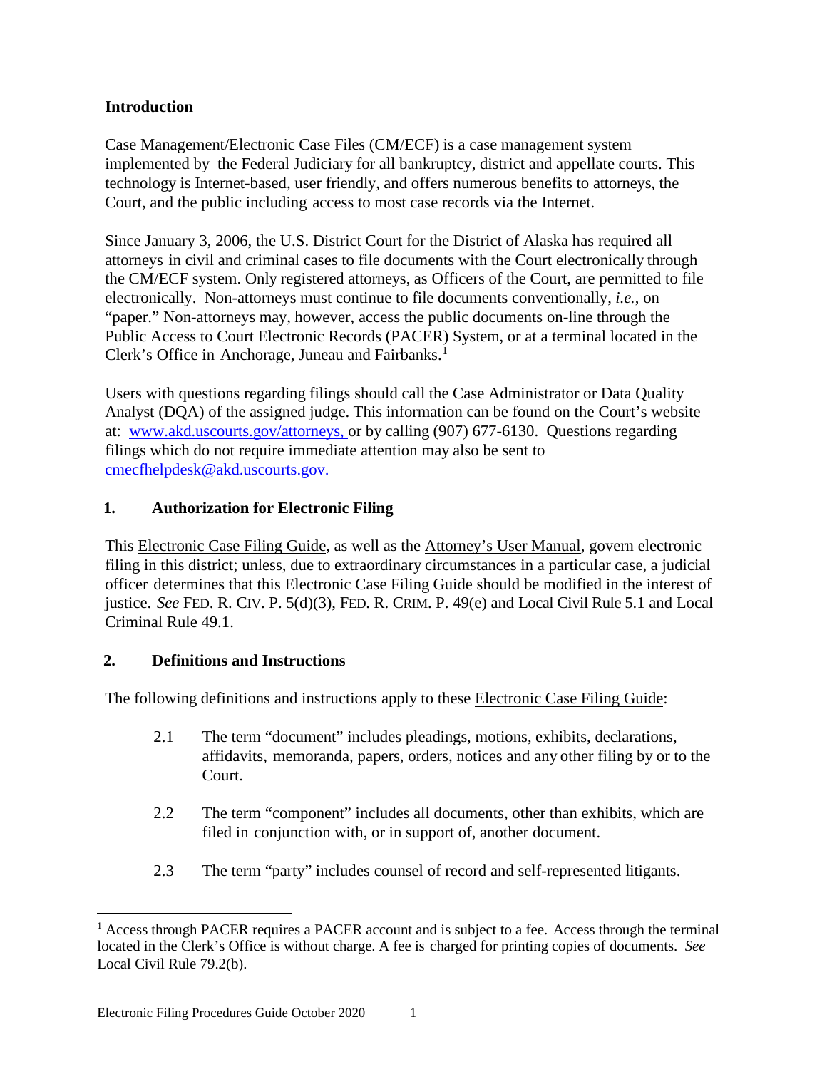## Introduction

Case Management/Electronic Case Files (CM/ECF) is a case management system implemented by the Federal Judiciary for all bankruptcy, district and appellate courts. This technology is Internet-based, user friendly, and offers numerous benefits to attorneys, the Court, and the public including access to most case records via the Internet.

Since January 3, 2006, the U.S. District Court for the District of Alaska has required all attorneys in civil and criminal cases to file documents with the Court electronically through the CM/ECF system. Only registered attorneys, as Officers of the Court, are permitted to file electronically. Non-attorneys must continue to file documents conventionally, *i.e.*, on "paper." Non-attorneys may, however, access the public documents on-line through the Public Access to Court Electronic Records (PACER) System, or at a terminal located in the Clerk's Office in Anchorage, Juneau and Fairbanks.[1]

Users with questions regarding filings should call the Case Administrator or Data Quality Analyst (DQA) of the assigned judge. This information can be found on the Court's website at: [www.akd.uscourts.gov/attorneys,](http://www.akd.uscourts.gov/attorneys) or by calling (907) 677-6130. Questions regarding filings which do not require immediate attention may also be sent to [cmecfhelpdesk@akd.uscourts.gov.](mailto:cmecfhelpdesk@akd.uscourts.gov)

## 1. Authorization for Electronic Filing

This Electronic Case Filing Guide, as well as the Attorney's User Manual, govern electronic filing in this district; unless, due to extraordinary circumstances in a particular case, a judicial officer determines that this Electronic Case Filing Guide should be modified in the interest of justice. *See* FED. R. CIV. P. 5(d)(3), FED. R. CRIM. P. 49(e) and Local Civil Rule 5.1 and Local Criminal Rule 49.1.

## 2. Definitions and Instructions

The following definitions and instructions apply to these Electronic Case Filing Guide:

2.1 The term "document" includes pleadings, motions, exhibits, declarations, affidavits, memoranda, papers, orders, notices and any other filing by or to the Court.

2.2 The term "component" includes all documents, other than exhibits, which are filed in conjunction with, or in support of, another document.

2.3 The term "party" includes counsel of record and self-represented litigants.

---

[1] Access through PACER requires a PACER account and is subject to a fee. Access through the terminal located in the Clerk's Office is without charge. A fee is charged for printing copies of documents. *See* Local Civil Rule 79.2(b).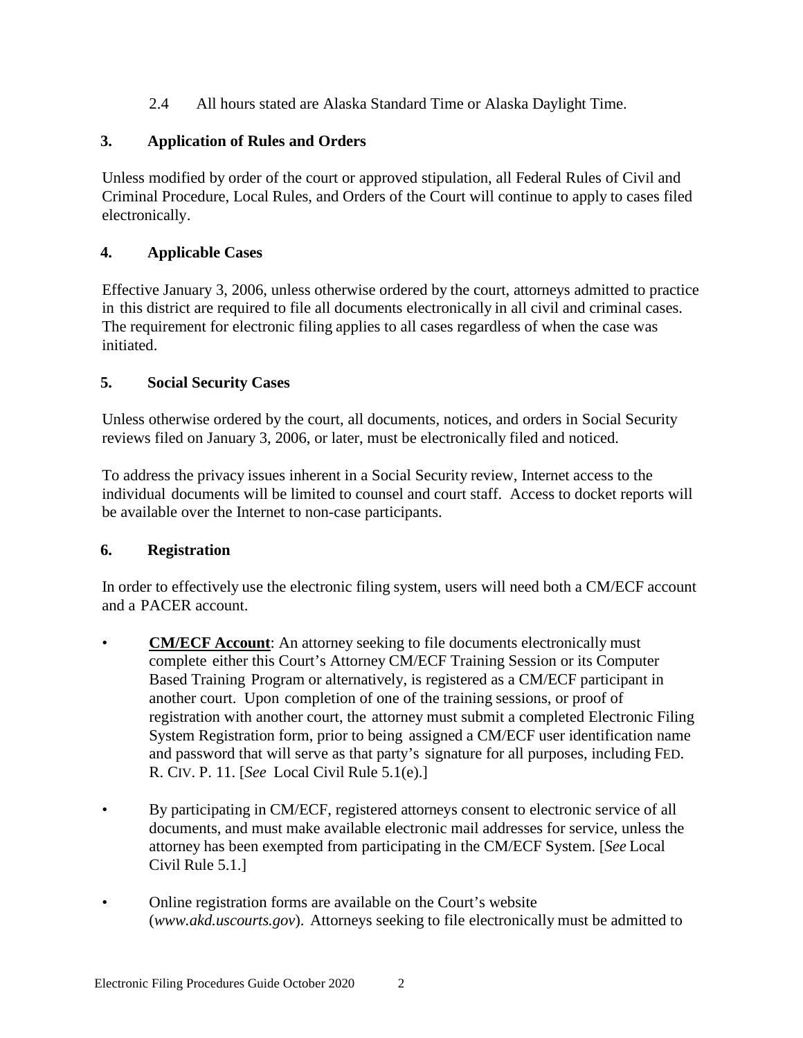2.4 All hours stated are Alaska Standard Time or Alaska Daylight Time.

## 3. Application of Rules and Orders

Unless modified by order of the court or approved stipulation, all Federal Rules of Civil and Criminal Procedure, Local Rules, and Orders of the Court will continue to apply to cases filed electronically.

## 4. Applicable Cases

Effective January 3, 2006, unless otherwise ordered by the court, attorneys admitted to practice in this district are required to file all documents electronically in all civil and criminal cases. The requirement for electronic filing applies to all cases regardless of when the case was initiated.

## 5. Social Security Cases

Unless otherwise ordered by the court, all documents, notices, and orders in Social Security reviews filed on January 3, 2006, or later, must be electronically filed and noticed.

To address the privacy issues inherent in a Social Security review, Internet access to the individual documents will be limited to counsel and court staff. Access to docket reports will be available over the Internet to non-case participants.

## 6. Registration

In order to effectively use the electronic filing system, users will need both a CM/ECF account and a PACER account.

- **CM/ECF Account**: An attorney seeking to file documents electronically must complete either this Court's Attorney CM/ECF Training Session or its Computer Based Training Program or alternatively, is registered as a CM/ECF participant in another court. Upon completion of one of the training sessions, or proof of registration with another court, the attorney must submit a completed Electronic Filing System Registration form, prior to being assigned a CM/ECF user identification name and password that will serve as that party's signature for all purposes, including FED. R. CIV. P. 11. [*See* Local Civil Rule 5.1(e).]

- By participating in CM/ECF, registered attorneys consent to electronic service of all documents, and must make available electronic mail addresses for service, unless the attorney has been exempted from participating in the CM/ECF System. [*See* Local Civil Rule 5.1.]

- Online registration forms are available on the Court's website (*www.akd.uscourts.gov*). Attorneys seeking to file electronically must be admitted to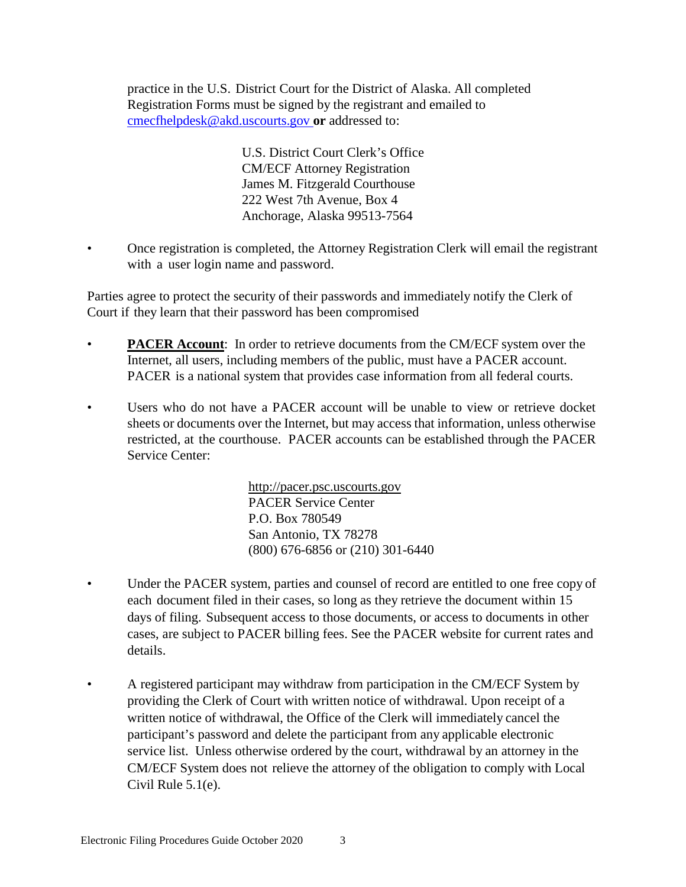practice in the U.S. District Court for the District of Alaska. All completed Registration Forms must be signed by the registrant and emailed to cmecfhelpdesk@akd.uscourts.gov **or** addressed to:

> U.S. District Court Clerk's Office
> CM/ECF Attorney Registration
> James M. Fitzgerald Courthouse
> 222 West 7th Avenue, Box 4
> Anchorage, Alaska 99513-7564

- Once registration is completed, the Attorney Registration Clerk will email the registrant with a user login name and password.

Parties agree to protect the security of their passwords and immediately notify the Clerk of Court if they learn that their password has been compromised

- **PACER Account**: In order to retrieve documents from the CM/ECF system over the Internet, all users, including members of the public, must have a PACER account. PACER is a national system that provides case information from all federal courts.

- Users who do not have a PACER account will be unable to view or retrieve docket sheets or documents over the Internet, but may access that information, unless otherwise restricted, at the courthouse. PACER accounts can be established through the PACER Service Center:

> http://pacer.psc.uscourts.gov
> PACER Service Center
> P.O. Box 780549
> San Antonio, TX 78278
> (800) 676-6856 or (210) 301-6440

- Under the PACER system, parties and counsel of record are entitled to one free copy of each document filed in their cases, so long as they retrieve the document within 15 days of filing. Subsequent access to those documents, or access to documents in other cases, are subject to PACER billing fees. See the PACER website for current rates and details.

- A registered participant may withdraw from participation in the CM/ECF System by providing the Clerk of Court with written notice of withdrawal. Upon receipt of a written notice of withdrawal, the Office of the Clerk will immediately cancel the participant's password and delete the participant from any applicable electronic service list. Unless otherwise ordered by the court, withdrawal by an attorney in the CM/ECF System does not relieve the attorney of the obligation to comply with Local Civil Rule 5.1(e).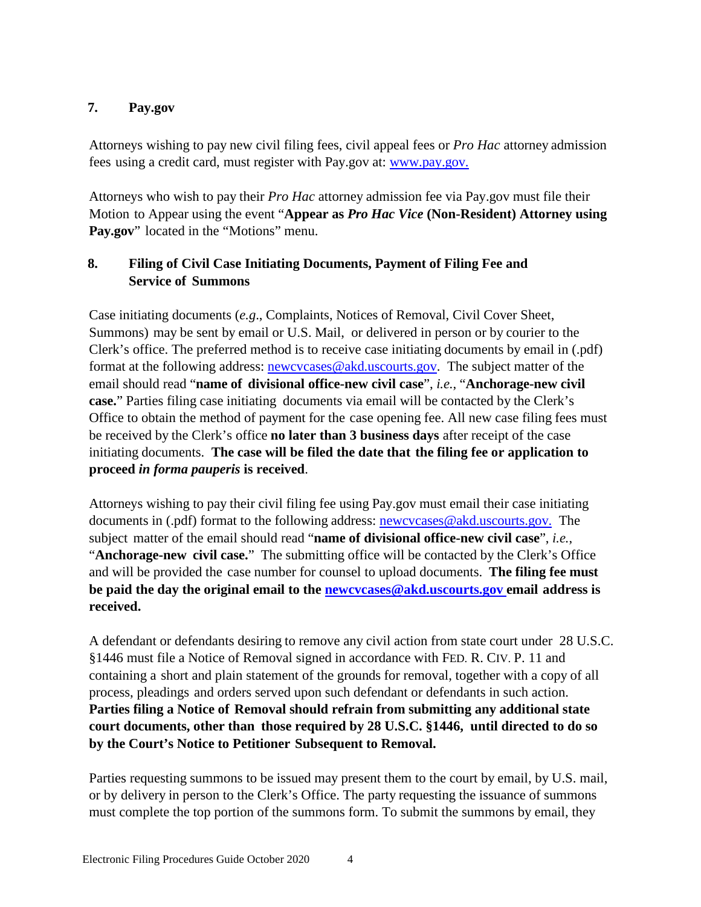## 7. Pay.gov

Attorneys wishing to pay new civil filing fees, civil appeal fees or *Pro Hac* attorney admission fees using a credit card, must register with Pay.gov at: [www.pay.gov.](http://www.pay.gov)

Attorneys who wish to pay their *Pro Hac* attorney admission fee via Pay.gov must file their Motion to Appear using the event "**Appear as *Pro Hac Vice* (Non-Resident) Attorney using Pay.gov**" located in the "Motions" menu.

## 8. Filing of Civil Case Initiating Documents, Payment of Filing Fee and Service of Summons

Case initiating documents (*e.g*., Complaints, Notices of Removal, Civil Cover Sheet, Summons) may be sent by email or U.S. Mail, or delivered in person or by courier to the Clerk's office. The preferred method is to receive case initiating documents by email in (.pdf) format at the following address: [newcvcases@akd.uscourts.gov](mailto:newcvcases@akd.uscourts.gov). The subject matter of the email should read "**name of divisional office-new civil case**", *i.e.*, "**Anchorage-new civil case.**" Parties filing case initiating documents via email will be contacted by the Clerk's Office to obtain the method of payment for the case opening fee. All new case filing fees must be received by the Clerk's office **no later than 3 business days** after receipt of the case initiating documents. **The case will be filed the date that the filing fee or application to proceed *in forma pauperis* is received**.

Attorneys wishing to pay their civil filing fee using Pay.gov must email their case initiating documents in (.pdf) format to the following address: [newcvcases@akd.uscourts.gov.](mailto:newcvcases@akd.uscourts.gov) The subject matter of the email should read "**name of divisional office-new civil case**", *i.e.*, "**Anchorage-new civil case.**" The submitting office will be contacted by the Clerk's Office and will be provided the case number for counsel to upload documents. **The filing fee must be paid the day the original email to the [newcvcases@akd.uscourts.gov](mailto:newcvcases@akd.uscourts.gov) email address is received.**

A defendant or defendants desiring to remove any civil action from state court under 28 U.S.C. §1446 must file a Notice of Removal signed in accordance with FED. R. CIV. P. 11 and containing a short and plain statement of the grounds for removal, together with a copy of all process, pleadings and orders served upon such defendant or defendants in such action. **Parties filing a Notice of Removal should refrain from submitting any additional state court documents, other than those required by 28 U.S.C. §1446, until directed to do so by the Court's Notice to Petitioner Subsequent to Removal.**

Parties requesting summons to be issued may present them to the court by email, by U.S. mail, or by delivery in person to the Clerk's Office. The party requesting the issuance of summons must complete the top portion of the summons form. To submit the summons by email, they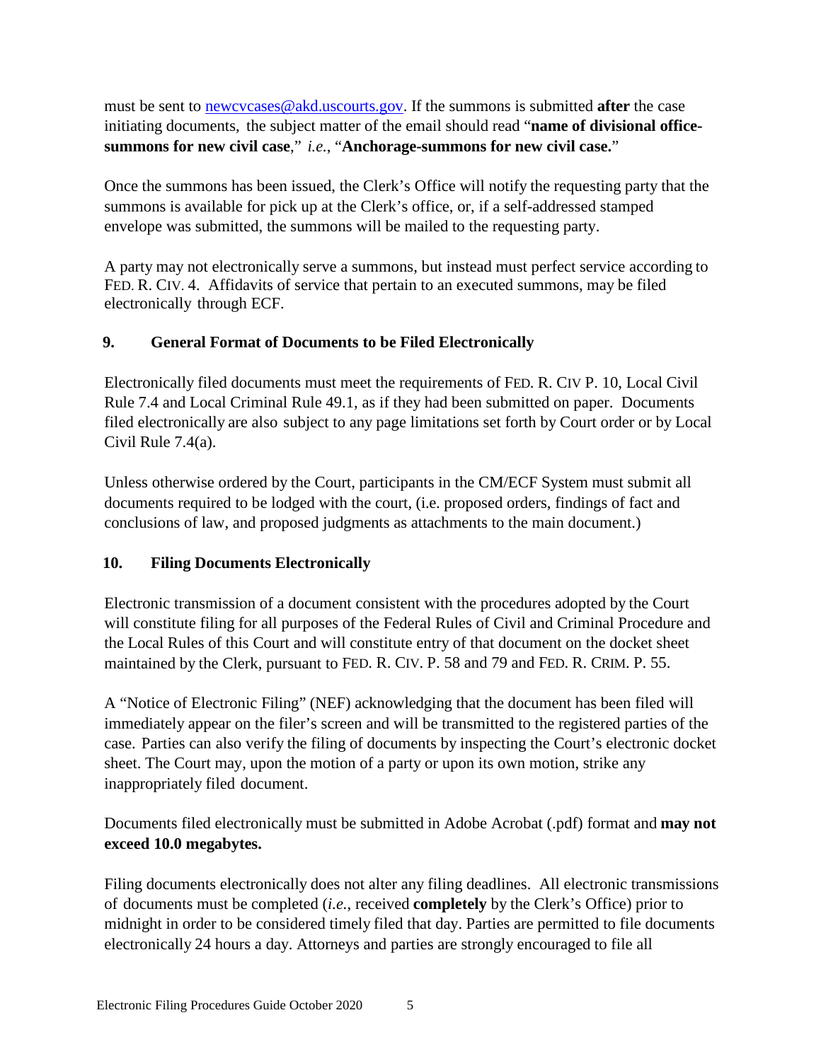must be sent to [newcvcases@akd.uscourts.gov](mailto:newcvcases@akd.uscourts.gov). If the summons is submitted **after** the case initiating documents, the subject matter of the email should read "**name of divisional office-summons for new civil case**," *i.e.*, "**Anchorage-summons for new civil case.**"

Once the summons has been issued, the Clerk's Office will notify the requesting party that the summons is available for pick up at the Clerk's office, or, if a self-addressed stamped envelope was submitted, the summons will be mailed to the requesting party.

A party may not electronically serve a summons, but instead must perfect service according to FED. R. CIV. 4. Affidavits of service that pertain to an executed summons, may be filed electronically through ECF.

## 9. General Format of Documents to be Filed Electronically

Electronically filed documents must meet the requirements of FED. R. CIV P. 10, Local Civil Rule 7.4 and Local Criminal Rule 49.1, as if they had been submitted on paper. Documents filed electronically are also subject to any page limitations set forth by Court order or by Local Civil Rule 7.4(a).

Unless otherwise ordered by the Court, participants in the CM/ECF System must submit all documents required to be lodged with the court, (i.e. proposed orders, findings of fact and conclusions of law, and proposed judgments as attachments to the main document.)

## 10. Filing Documents Electronically

Electronic transmission of a document consistent with the procedures adopted by the Court will constitute filing for all purposes of the Federal Rules of Civil and Criminal Procedure and the Local Rules of this Court and will constitute entry of that document on the docket sheet maintained by the Clerk, pursuant to FED. R. CIV. P. 58 and 79 and FED. R. CRIM. P. 55.

A "Notice of Electronic Filing" (NEF) acknowledging that the document has been filed will immediately appear on the filer's screen and will be transmitted to the registered parties of the case. Parties can also verify the filing of documents by inspecting the Court's electronic docket sheet. The Court may, upon the motion of a party or upon its own motion, strike any inappropriately filed document.

Documents filed electronically must be submitted in Adobe Acrobat (.pdf) format and **may not exceed 10.0 megabytes.**

Filing documents electronically does not alter any filing deadlines. All electronic transmissions of documents must be completed (*i.e.*, received **completely** by the Clerk's Office) prior to midnight in order to be considered timely filed that day. Parties are permitted to file documents electronically 24 hours a day. Attorneys and parties are strongly encouraged to file all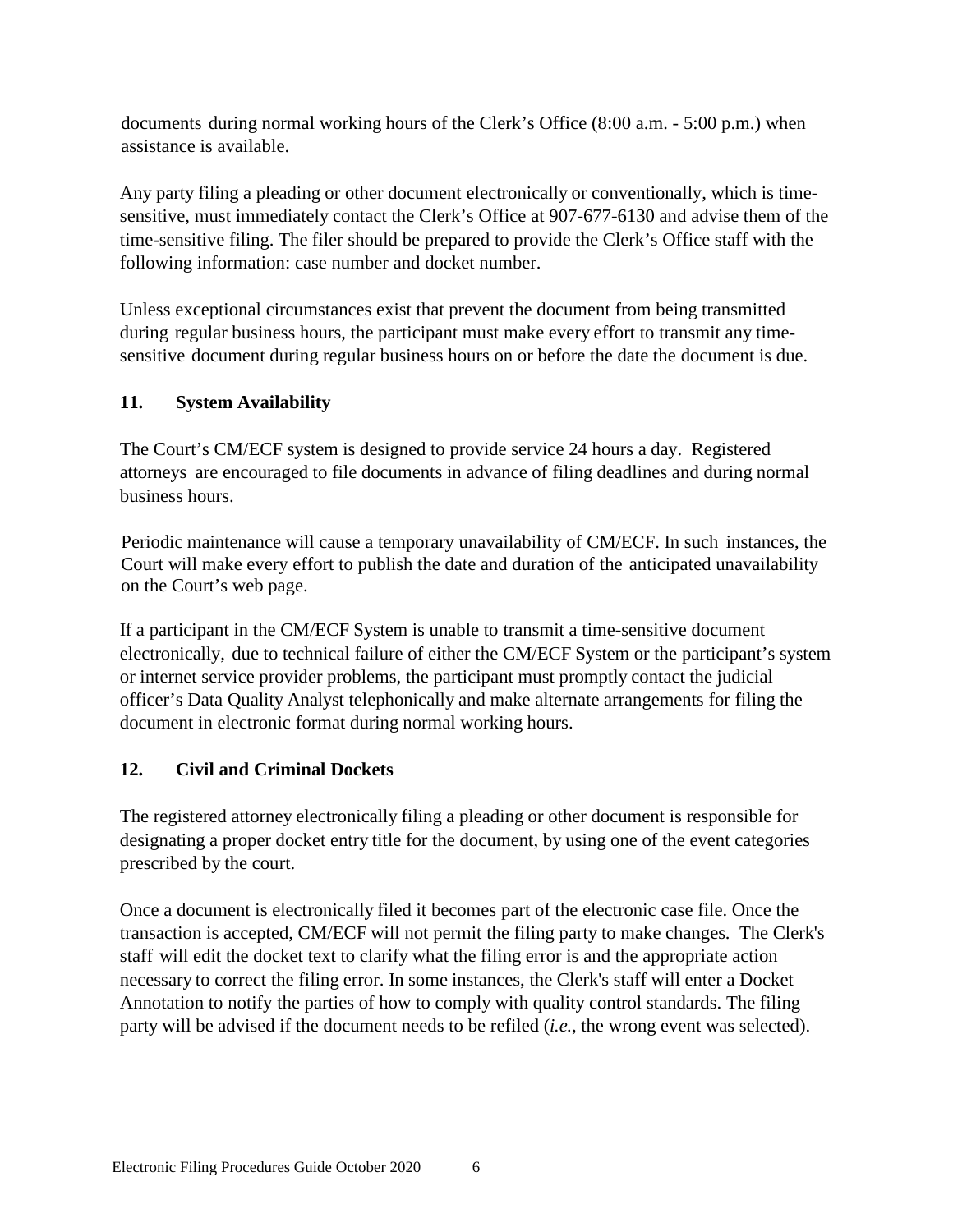documents during normal working hours of the Clerk's Office (8:00 a.m. - 5:00 p.m.) when assistance is available.

Any party filing a pleading or other document electronically or conventionally, which is time-sensitive, must immediately contact the Clerk's Office at 907-677-6130 and advise them of the time-sensitive filing. The filer should be prepared to provide the Clerk's Office staff with the following information: case number and docket number.

Unless exceptional circumstances exist that prevent the document from being transmitted during regular business hours, the participant must make every effort to transmit any time-sensitive document during regular business hours on or before the date the document is due.

## 11. System Availability

The Court's CM/ECF system is designed to provide service 24 hours a day. Registered attorneys are encouraged to file documents in advance of filing deadlines and during normal business hours.

Periodic maintenance will cause a temporary unavailability of CM/ECF. In such instances, the Court will make every effort to publish the date and duration of the anticipated unavailability on the Court's web page.

If a participant in the CM/ECF System is unable to transmit a time-sensitive document electronically, due to technical failure of either the CM/ECF System or the participant's system or internet service provider problems, the participant must promptly contact the judicial officer's Data Quality Analyst telephonically and make alternate arrangements for filing the document in electronic format during normal working hours.

## 12. Civil and Criminal Dockets

The registered attorney electronically filing a pleading or other document is responsible for designating a proper docket entry title for the document, by using one of the event categories prescribed by the court.

Once a document is electronically filed it becomes part of the electronic case file. Once the transaction is accepted, CM/ECF will not permit the filing party to make changes. The Clerk's staff will edit the docket text to clarify what the filing error is and the appropriate action necessary to correct the filing error. In some instances, the Clerk's staff will enter a Docket Annotation to notify the parties of how to comply with quality control standards. The filing party will be advised if the document needs to be refiled (*i.e.*, the wrong event was selected).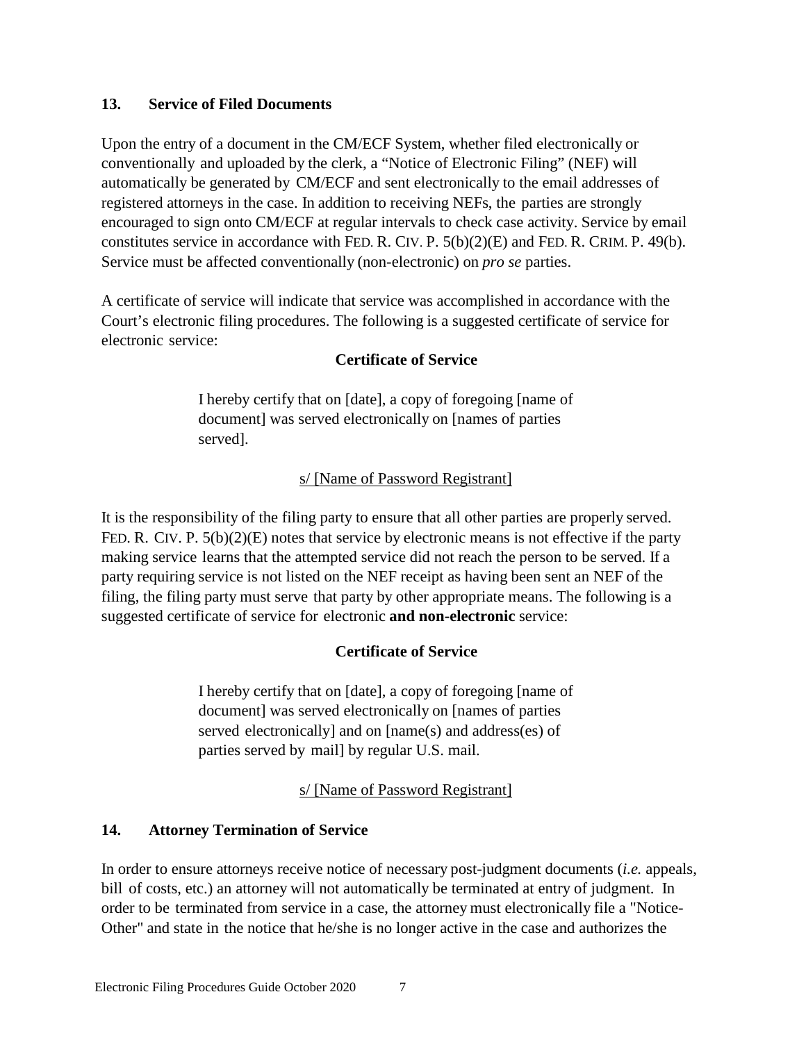## 13. Service of Filed Documents

Upon the entry of a document in the CM/ECF System, whether filed electronically or conventionally and uploaded by the clerk, a "Notice of Electronic Filing" (NEF) will automatically be generated by CM/ECF and sent electronically to the email addresses of registered attorneys in the case. In addition to receiving NEFs, the parties are strongly encouraged to sign onto CM/ECF at regular intervals to check case activity. Service by email constitutes service in accordance with FED. R. CIV. P. 5(b)(2)(E) and FED. R. CRIM. P. 49(b). Service must be affected conventionally (non-electronic) on *pro se* parties.

A certificate of service will indicate that service was accomplished in accordance with the Court's electronic filing procedures. The following is a suggested certificate of service for electronic service:

**Certificate of Service**

> I hereby certify that on [date], a copy of foregoing [name of document] was served electronically on [names of parties served].
>
> s/ [Name of Password Registrant]

It is the responsibility of the filing party to ensure that all other parties are properly served. FED. R. CIV. P. 5(b)(2)(E) notes that service by electronic means is not effective if the party making service learns that the attempted service did not reach the person to be served. If a party requiring service is not listed on the NEF receipt as having been sent an NEF of the filing, the filing party must serve that party by other appropriate means. The following is a suggested certificate of service for electronic **and non-electronic** service:

**Certificate of Service**

> I hereby certify that on [date], a copy of foregoing [name of document] was served electronically on [names of parties served electronically] and on [name(s) and address(es) of parties served by mail] by regular U.S. mail.
>
> s/ [Name of Password Registrant]

## 14. Attorney Termination of Service

In order to ensure attorneys receive notice of necessary post-judgment documents (*i.e.* appeals, bill of costs, etc.) an attorney will not automatically be terminated at entry of judgment. In order to be terminated from service in a case, the attorney must electronically file a "Notice-Other" and state in the notice that he/she is no longer active in the case and authorizes the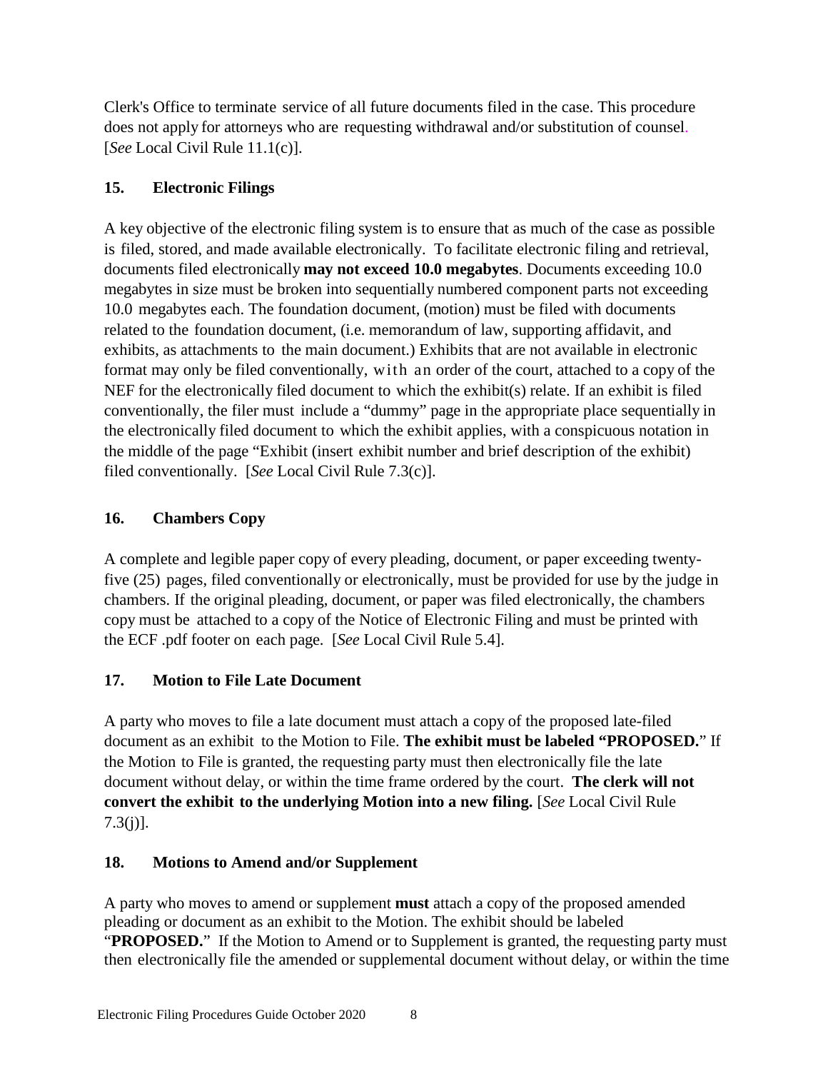Clerk's Office to terminate service of all future documents filed in the case. This procedure does not apply for attorneys who are requesting withdrawal and/or substitution of counsel. [*See* Local Civil Rule 11.1(c)].

## 15. Electronic Filings

A key objective of the electronic filing system is to ensure that as much of the case as possible is filed, stored, and made available electronically. To facilitate electronic filing and retrieval, documents filed electronically **may not exceed 10.0 megabytes**. Documents exceeding 10.0 megabytes in size must be broken into sequentially numbered component parts not exceeding 10.0 megabytes each. The foundation document, (motion) must be filed with documents related to the foundation document, (i.e. memorandum of law, supporting affidavit, and exhibits, as attachments to the main document.) Exhibits that are not available in electronic format may only be filed conventionally, with an order of the court, attached to a copy of the NEF for the electronically filed document to which the exhibit(s) relate. If an exhibit is filed conventionally, the filer must include a "dummy" page in the appropriate place sequentially in the electronically filed document to which the exhibit applies, with a conspicuous notation in the middle of the page "Exhibit (insert exhibit number and brief description of the exhibit) filed conventionally. [*See* Local Civil Rule 7.3(c)].

## 16. Chambers Copy

A complete and legible paper copy of every pleading, document, or paper exceeding twenty-five (25) pages, filed conventionally or electronically, must be provided for use by the judge in chambers. If the original pleading, document, or paper was filed electronically, the chambers copy must be attached to a copy of the Notice of Electronic Filing and must be printed with the ECF .pdf footer on each page. [*See* Local Civil Rule 5.4].

## 17. Motion to File Late Document

A party who moves to file a late document must attach a copy of the proposed late-filed document as an exhibit to the Motion to File. **The exhibit must be labeled "PROPOSED.**" If the Motion to File is granted, the requesting party must then electronically file the late document without delay, or within the time frame ordered by the court. **The clerk will not convert the exhibit to the underlying Motion into a new filing.** [*See* Local Civil Rule 7.3(j)].

## 18. Motions to Amend and/or Supplement

A party who moves to amend or supplement **must** attach a copy of the proposed amended pleading or document as an exhibit to the Motion. The exhibit should be labeled "**PROPOSED.**" If the Motion to Amend or to Supplement is granted, the requesting party must then electronically file the amended or supplemental document without delay, or within the time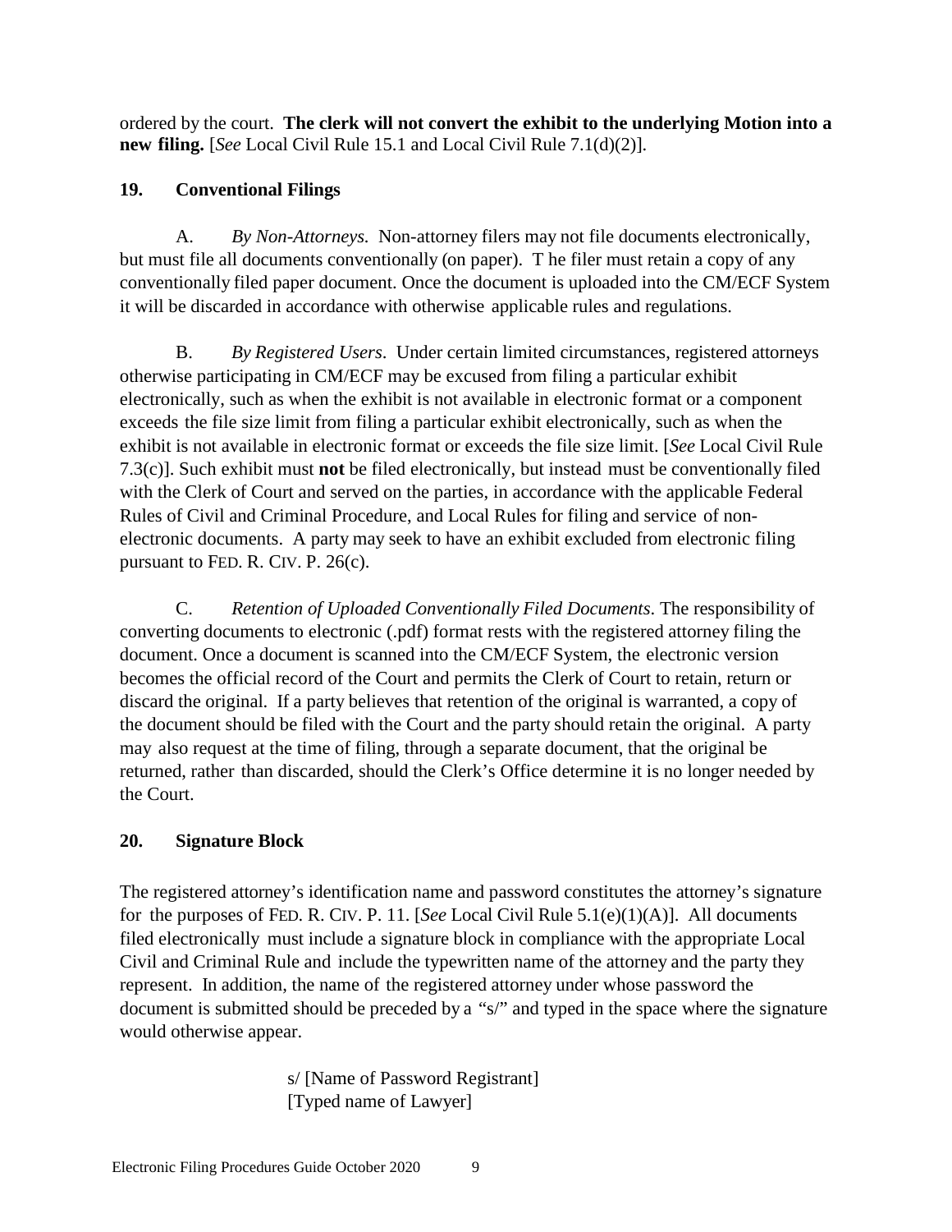ordered by the court. **The clerk will not convert the exhibit to the underlying Motion into a new filing.** [*See* Local Civil Rule 15.1 and Local Civil Rule 7.1(d)(2)].

### 19. Conventional Filings

A. *By Non-Attorneys.* Non-attorney filers may not file documents electronically, but must file all documents conventionally (on paper). T he filer must retain a copy of any conventionally filed paper document. Once the document is uploaded into the CM/ECF System it will be discarded in accordance with otherwise applicable rules and regulations.

B. *By Registered Users*. Under certain limited circumstances, registered attorneys otherwise participating in CM/ECF may be excused from filing a particular exhibit electronically, such as when the exhibit is not available in electronic format or a component exceeds the file size limit from filing a particular exhibit electronically, such as when the exhibit is not available in electronic format or exceeds the file size limit. [*See* Local Civil Rule 7.3(c)]. Such exhibit must **not** be filed electronically, but instead must be conventionally filed with the Clerk of Court and served on the parties, in accordance with the applicable Federal Rules of Civil and Criminal Procedure, and Local Rules for filing and service of non-electronic documents. A party may seek to have an exhibit excluded from electronic filing pursuant to FED. R. CIV. P. 26(c).

C. *Retention of Uploaded Conventionally Filed Documents*. The responsibility of converting documents to electronic (.pdf) format rests with the registered attorney filing the document. Once a document is scanned into the CM/ECF System, the electronic version becomes the official record of the Court and permits the Clerk of Court to retain, return or discard the original. If a party believes that retention of the original is warranted, a copy of the document should be filed with the Court and the party should retain the original. A party may also request at the time of filing, through a separate document, that the original be returned, rather than discarded, should the Clerk's Office determine it is no longer needed by the Court.

### 20. Signature Block

The registered attorney's identification name and password constitutes the attorney's signature for the purposes of FED. R. CIV. P. 11. [*See* Local Civil Rule 5.1(e)(1)(A)]. All documents filed electronically must include a signature block in compliance with the appropriate Local Civil and Criminal Rule and include the typewritten name of the attorney and the party they represent. In addition, the name of the registered attorney under whose password the document is submitted should be preceded by a "s/" and typed in the space where the signature would otherwise appear.

s/ [Name of Password Registrant]
[Typed name of Lawyer]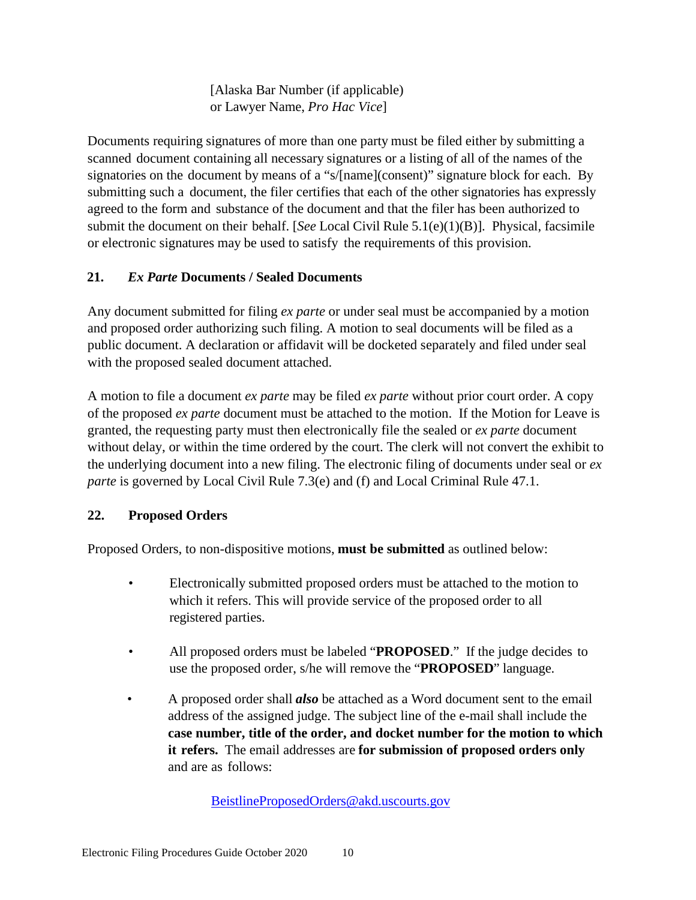[Alaska Bar Number (if applicable)
or Lawyer Name, *Pro Hac Vice*]

Documents requiring signatures of more than one party must be filed either by submitting a scanned document containing all necessary signatures or a listing of all of the names of the signatories on the document by means of a "s/[name](consent)" signature block for each. By submitting such a document, the filer certifies that each of the other signatories has expressly agreed to the form and substance of the document and that the filer has been authorized to submit the document on their behalf. [*See* Local Civil Rule 5.1(e)(1)(B)]. Physical, facsimile or electronic signatures may be used to satisfy the requirements of this provision.

### 21. *Ex Parte* Documents / Sealed Documents

Any document submitted for filing *ex parte* or under seal must be accompanied by a motion and proposed order authorizing such filing. A motion to seal documents will be filed as a public document. A declaration or affidavit will be docketed separately and filed under seal with the proposed sealed document attached.

A motion to file a document *ex parte* may be filed *ex parte* without prior court order. A copy of the proposed *ex parte* document must be attached to the motion. If the Motion for Leave is granted, the requesting party must then electronically file the sealed or *ex parte* document without delay, or within the time ordered by the court. The clerk will not convert the exhibit to the underlying document into a new filing. The electronic filing of documents under seal or *ex parte* is governed by Local Civil Rule 7.3(e) and (f) and Local Criminal Rule 47.1.

### 22. Proposed Orders

Proposed Orders, to non-dispositive motions, **must be submitted** as outlined below:

- Electronically submitted proposed orders must be attached to the motion to which it refers. This will provide service of the proposed order to all registered parties.
- All proposed orders must be labeled "**PROPOSED**." If the judge decides to use the proposed order, s/he will remove the "**PROPOSED**" language.
- A proposed order shall ***also*** be attached as a Word document sent to the email address of the assigned judge. The subject line of the e-mail shall include the **case number, title of the order, and docket number for the motion to which it refers.** The email addresses are **for submission of proposed orders only** and are as follows:

  BeistlineProposedOrders@akd.uscourts.gov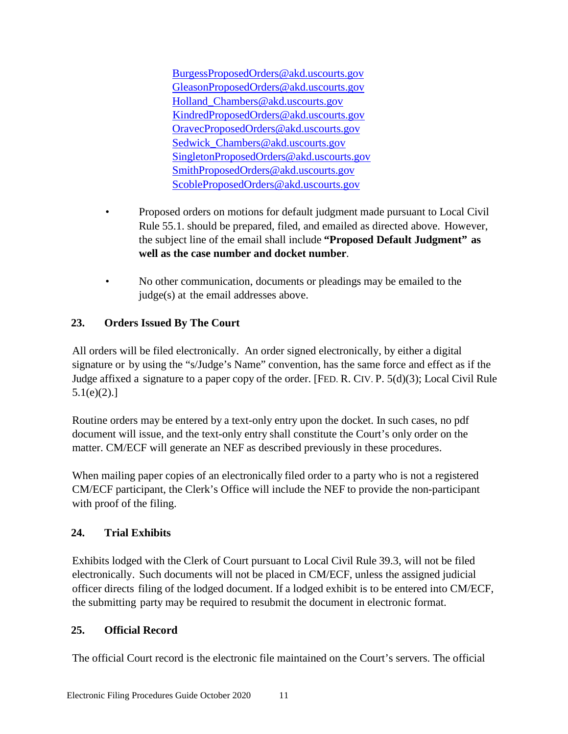BurgessProposedOrders@akd.uscourts.gov
GleasonProposedOrders@akd.uscourts.gov
Holland_Chambers@akd.uscourts.gov
KindredProposedOrders@akd.uscourts.gov
OravecProposedOrders@akd.uscourts.gov
Sedwick_Chambers@akd.uscourts.gov
SingletonProposedOrders@akd.uscourts.gov
SmithProposedOrders@akd.uscourts.gov
ScobleProposedOrders@akd.uscourts.gov

- Proposed orders on motions for default judgment made pursuant to Local Civil Rule 55.1. should be prepared, filed, and emailed as directed above. However, the subject line of the email shall include **"Proposed Default Judgment" as well as the case number and docket number**.

- No other communication, documents or pleadings may be emailed to the judge(s) at the email addresses above.

## 23. Orders Issued By The Court

All orders will be filed electronically. An order signed electronically, by either a digital signature or by using the "s/Judge's Name" convention, has the same force and effect as if the Judge affixed a signature to a paper copy of the order. [FED. R. CIV. P. 5(d)(3); Local Civil Rule 5.1(e)(2).]

Routine orders may be entered by a text-only entry upon the docket. In such cases, no pdf document will issue, and the text-only entry shall constitute the Court's only order on the matter. CM/ECF will generate an NEF as described previously in these procedures.

When mailing paper copies of an electronically filed order to a party who is not a registered CM/ECF participant, the Clerk's Office will include the NEF to provide the non-participant with proof of the filing.

## 24. Trial Exhibits

Exhibits lodged with the Clerk of Court pursuant to Local Civil Rule 39.3, will not be filed electronically. Such documents will not be placed in CM/ECF, unless the assigned judicial officer directs filing of the lodged document. If a lodged exhibit is to be entered into CM/ECF, the submitting party may be required to resubmit the document in electronic format.

## 25. Official Record

The official Court record is the electronic file maintained on the Court's servers. The official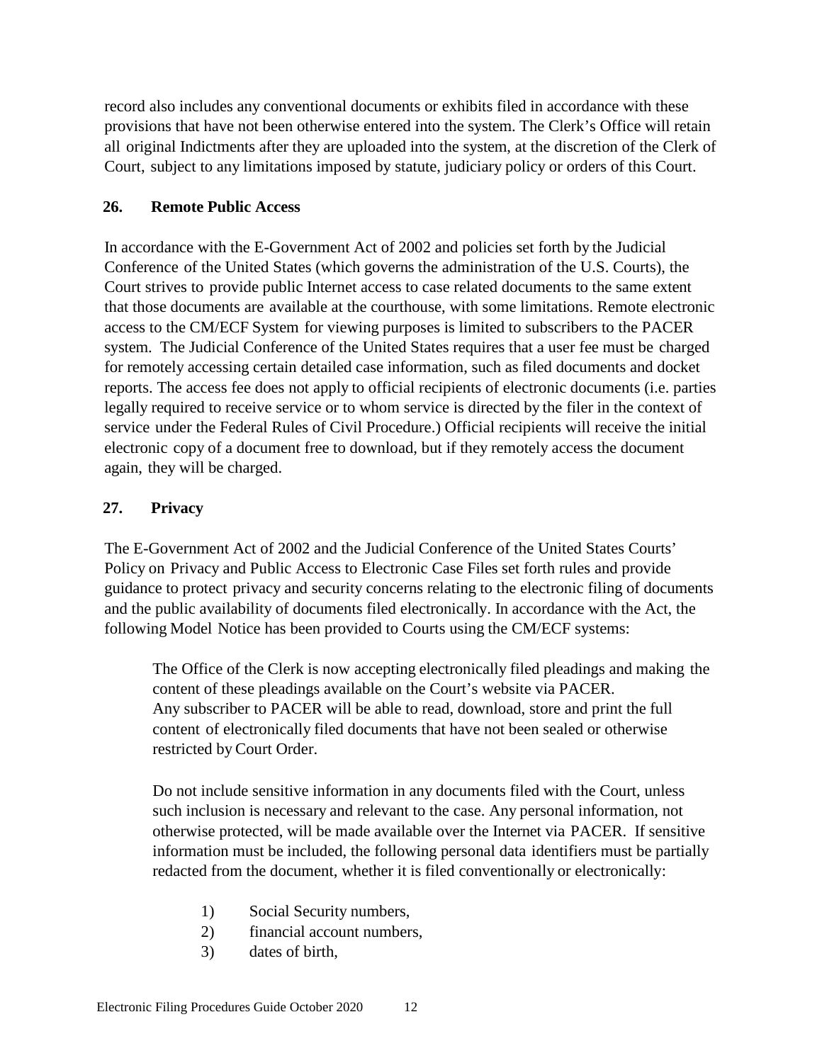record also includes any conventional documents or exhibits filed in accordance with these provisions that have not been otherwise entered into the system. The Clerk's Office will retain all original Indictments after they are uploaded into the system, at the discretion of the Clerk of Court, subject to any limitations imposed by statute, judiciary policy or orders of this Court.

## 26. Remote Public Access

In accordance with the E-Government Act of 2002 and policies set forth by the Judicial Conference of the United States (which governs the administration of the U.S. Courts), the Court strives to provide public Internet access to case related documents to the same extent that those documents are available at the courthouse, with some limitations. Remote electronic access to the CM/ECF System for viewing purposes is limited to subscribers to the PACER system. The Judicial Conference of the United States requires that a user fee must be charged for remotely accessing certain detailed case information, such as filed documents and docket reports. The access fee does not apply to official recipients of electronic documents (i.e. parties legally required to receive service or to whom service is directed by the filer in the context of service under the Federal Rules of Civil Procedure.) Official recipients will receive the initial electronic copy of a document free to download, but if they remotely access the document again, they will be charged.

## 27. Privacy

The E-Government Act of 2002 and the Judicial Conference of the United States Courts' Policy on Privacy and Public Access to Electronic Case Files set forth rules and provide guidance to protect privacy and security concerns relating to the electronic filing of documents and the public availability of documents filed electronically. In accordance with the Act, the following Model Notice has been provided to Courts using the CM/ECF systems:

> The Office of the Clerk is now accepting electronically filed pleadings and making the content of these pleadings available on the Court's website via PACER. Any subscriber to PACER will be able to read, download, store and print the full content of electronically filed documents that have not been sealed or otherwise restricted by Court Order.
>
> Do not include sensitive information in any documents filed with the Court, unless such inclusion is necessary and relevant to the case. Any personal information, not otherwise protected, will be made available over the Internet via PACER. If sensitive information must be included, the following personal data identifiers must be partially redacted from the document, whether it is filed conventionally or electronically:
>
> 1) Social Security numbers,
> 2) financial account numbers,
> 3) dates of birth,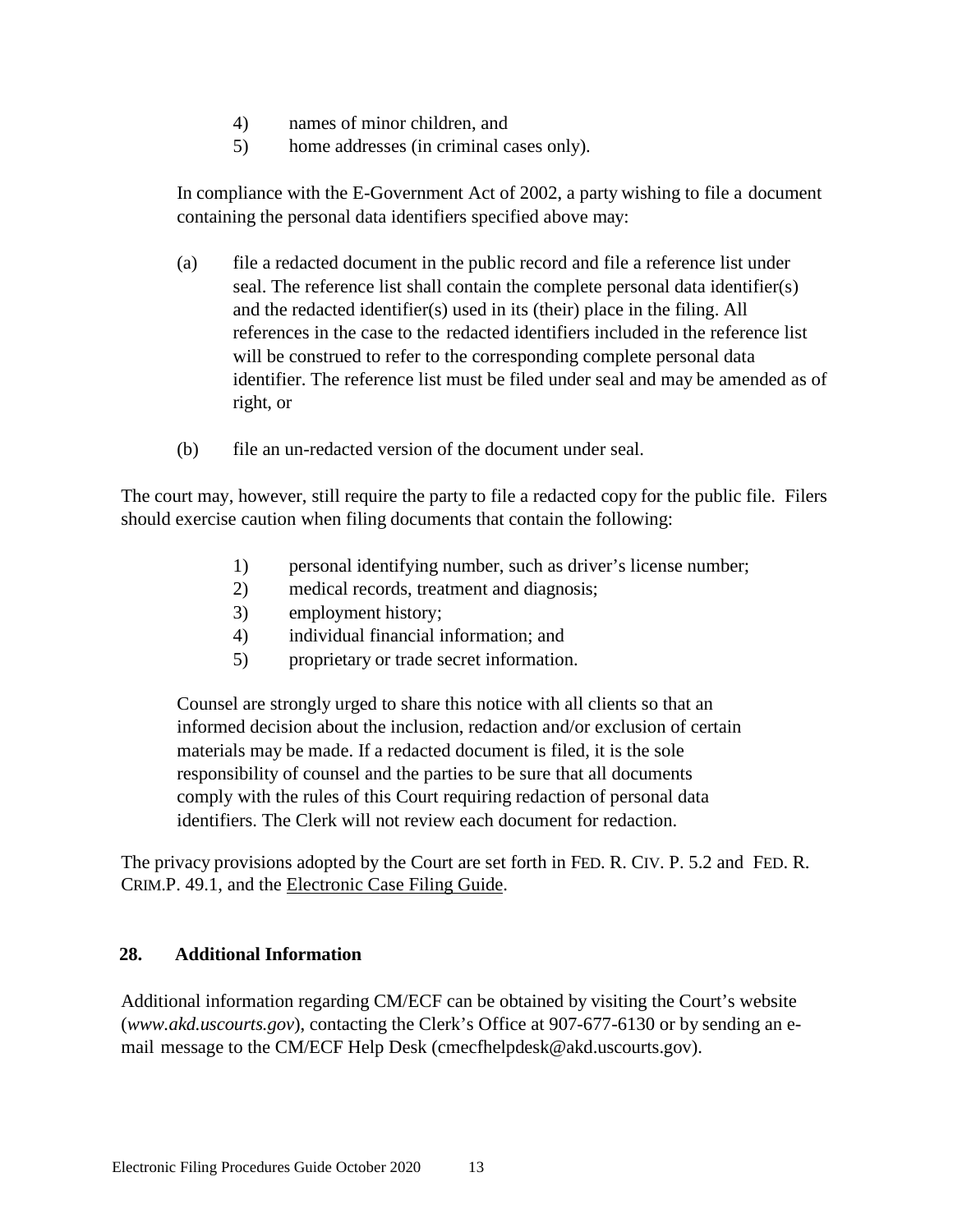4) names of minor children, and
5) home addresses (in criminal cases only).

In compliance with the E-Government Act of 2002, a party wishing to file a document containing the personal data identifiers specified above may:

(a) file a redacted document in the public record and file a reference list under seal. The reference list shall contain the complete personal data identifier(s) and the redacted identifier(s) used in its (their) place in the filing. All references in the case to the redacted identifiers included in the reference list will be construed to refer to the corresponding complete personal data identifier. The reference list must be filed under seal and may be amended as of right, or

(b) file an un-redacted version of the document under seal.

The court may, however, still require the party to file a redacted copy for the public file. Filers should exercise caution when filing documents that contain the following:

1) personal identifying number, such as driver's license number;
2) medical records, treatment and diagnosis;
3) employment history;
4) individual financial information; and
5) proprietary or trade secret information.

Counsel are strongly urged to share this notice with all clients so that an informed decision about the inclusion, redaction and/or exclusion of certain materials may be made. If a redacted document is filed, it is the sole responsibility of counsel and the parties to be sure that all documents comply with the rules of this Court requiring redaction of personal data identifiers. The Clerk will not review each document for redaction.

The privacy provisions adopted by the Court are set forth in FED. R. CIV. P. 5.2 and FED. R. CRIM.P. 49.1, and the Electronic Case Filing Guide.

## 28. Additional Information

Additional information regarding CM/ECF can be obtained by visiting the Court's website (*www.akd.uscourts.gov*), contacting the Clerk's Office at 907-677-6130 or by sending an e-mail message to the CM/ECF Help Desk (cmecfhelpdesk@akd.uscourts.gov).